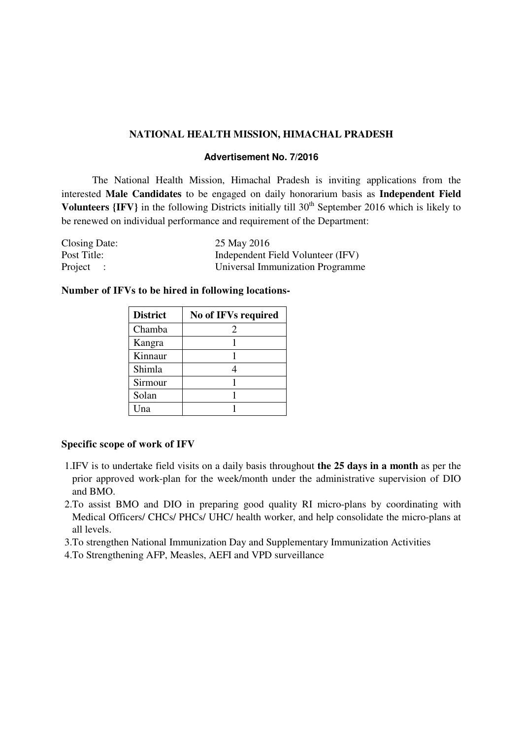## NATIONAL HEALTH MISSION, HIMACHAL PRADESH

### Advertisement No. 7/2016

The National Health Mission, Himachal Pradesh is inviting applications from the interested **Male Candidates** to be engaged on daily honorarium basis as **Independent Field Volunteers {IFV}** in the following Districts initially till 30th September 2016 which is likely to be renewed on individual performance and requirement of the Department:

Closing Date: 25 May 2016
Post Title: Independent Field Volunteer (IFV)
Project : Universal Immunization Programme

**Number of IFVs to be hired in following locations-**

| District | No of IFVs required |
| --- | --- |
| Chamba | 2 |
| Kangra | 1 |
| Kinnaur | 1 |
| Shimla | 4 |
| Sirmour | 1 |
| Solan | 1 |
| Una | 1 |

**Specific scope of work of IFV**

1. IFV is to undertake field visits on a daily basis throughout **the 25 days in a month** as per the prior approved work-plan for the week/month under the administrative supervision of DIO and BMO.
2. To assist BMO and DIO in preparing good quality RI micro-plans by coordinating with Medical Officers/ CHCs/ PHCs/ UHC/ health worker, and help consolidate the micro-plans at all levels.
3. To strengthen National Immunization Day and Supplementary Immunization Activities
4. To Strengthening AFP, Measles, AEFI and VPD surveillance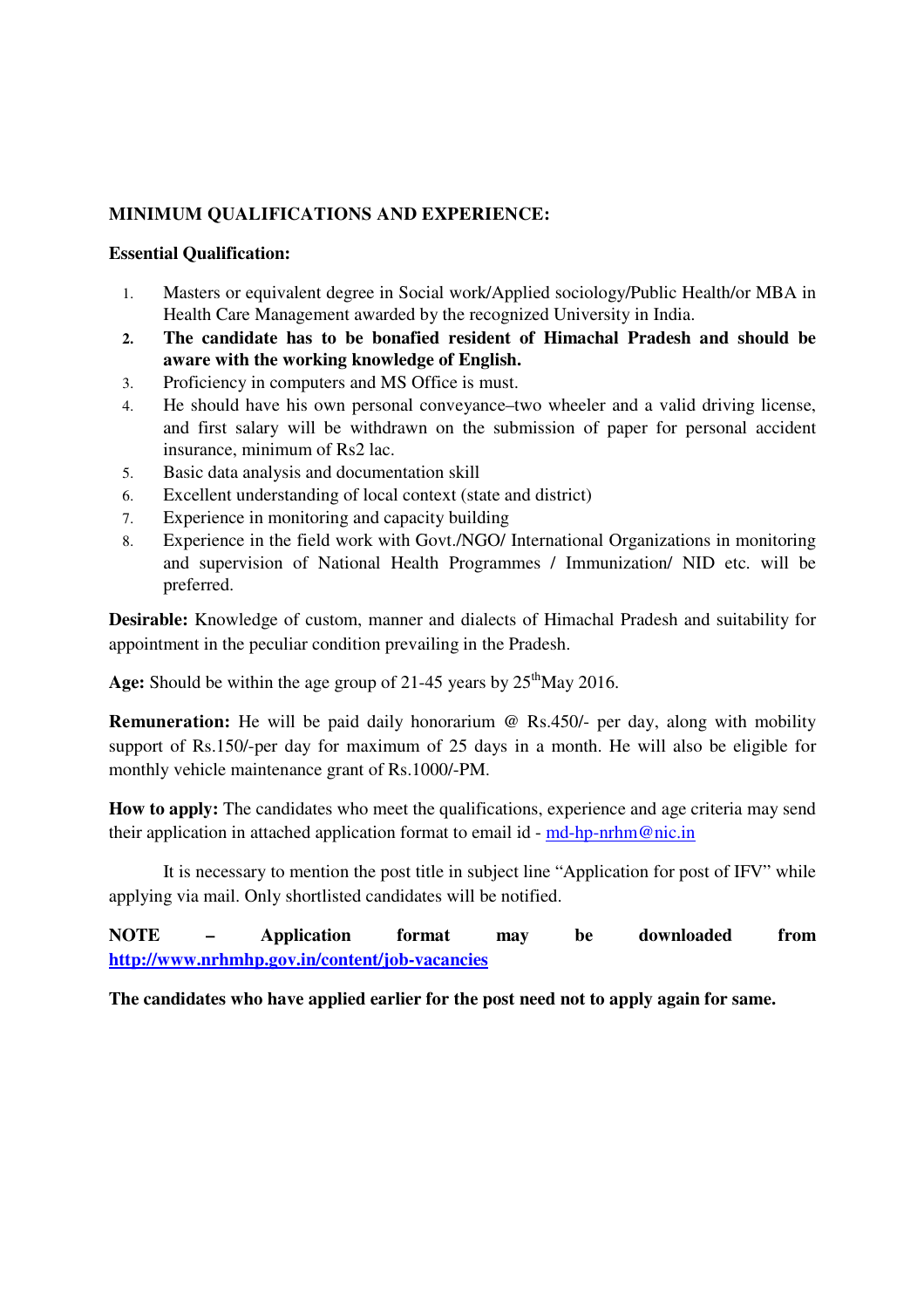**MINIMUM QUALIFICATIONS AND EXPERIENCE:**

**Essential Qualification:**

1. Masters or equivalent degree in Social work/Applied sociology/Public Health/or MBA in Health Care Management awarded by the recognized University in India.
2. **The candidate has to be bonafied resident of Himachal Pradesh and should be aware with the working knowledge of English.**
3. Proficiency in computers and MS Office is must.
4. He should have his own personal conveyance–two wheeler and a valid driving license, and first salary will be withdrawn on the submission of paper for personal accident insurance, minimum of Rs2 lac.
5. Basic data analysis and documentation skill
6. Excellent understanding of local context (state and district)
7. Experience in monitoring and capacity building
8. Experience in the field work with Govt./NGO/ International Organizations in monitoring and supervision of National Health Programmes / Immunization/ NID etc. will be preferred.

**Desirable:** Knowledge of custom, manner and dialects of Himachal Pradesh and suitability for appointment in the peculiar condition prevailing in the Pradesh.

**Age:** Should be within the age group of 21-45 years by 25thMay 2016.

**Remuneration:** He will be paid daily honorarium @ Rs.450/- per day, along with mobility support of Rs.150/-per day for maximum of 25 days in a month. He will also be eligible for monthly vehicle maintenance grant of Rs.1000/-PM.

**How to apply:** The candidates who meet the qualifications, experience and age criteria may send their application in attached application format to email id - md-hp-nrhm@nic.in

It is necessary to mention the post title in subject line "Application for post of IFV" while applying via mail. Only shortlisted candidates will be notified.

**NOTE – Application format may be downloaded from http://www.nrhmhp.gov.in/content/job-vacancies**

**The candidates who have applied earlier for the post need not to apply again for same.**